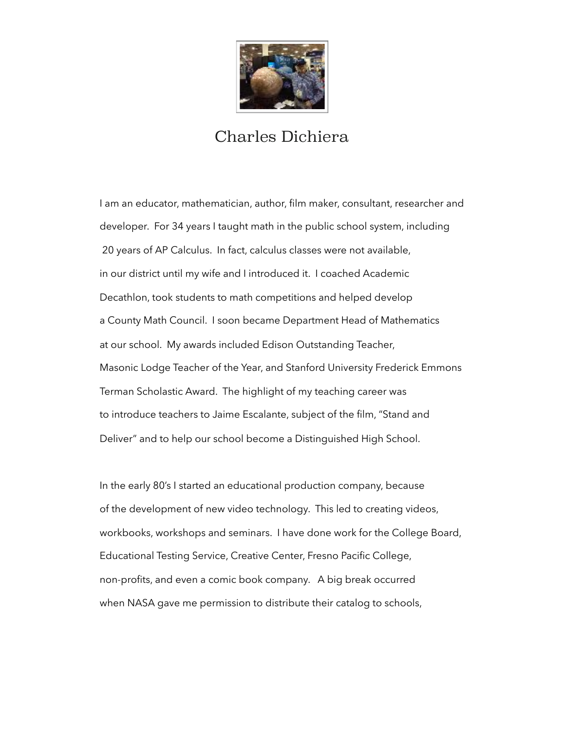# Charles Dichiera

I am an educator, mathematician, author, film maker, consultant, researcher and developer. For 34 years I taught math in the public school system, including 20 years of AP Calculus. In fact, calculus classes were not available, in our district until my wife and I introduced it. I coached Academic Decathlon, took students to math competitions and helped develop a County Math Council. I soon became Department Head of Mathematics at our school. My awards included Edison Outstanding Teacher, Masonic Lodge Teacher of the Year, and Stanford University Frederick Emmons Terman Scholastic Award. The highlight of my teaching career was to introduce teachers to Jaime Escalante, subject of the film, "Stand and Deliver" and to help our school become a Distinguished High School.

In the early 80's I started an educational production company, because of the development of new video technology. This led to creating videos, workbooks, workshops and seminars. I have done work for the College Board, Educational Testing Service, Creative Center, Fresno Pacific College, non-profits, and even a comic book company. A big break occurred when NASA gave me permission to distribute their catalog to schools,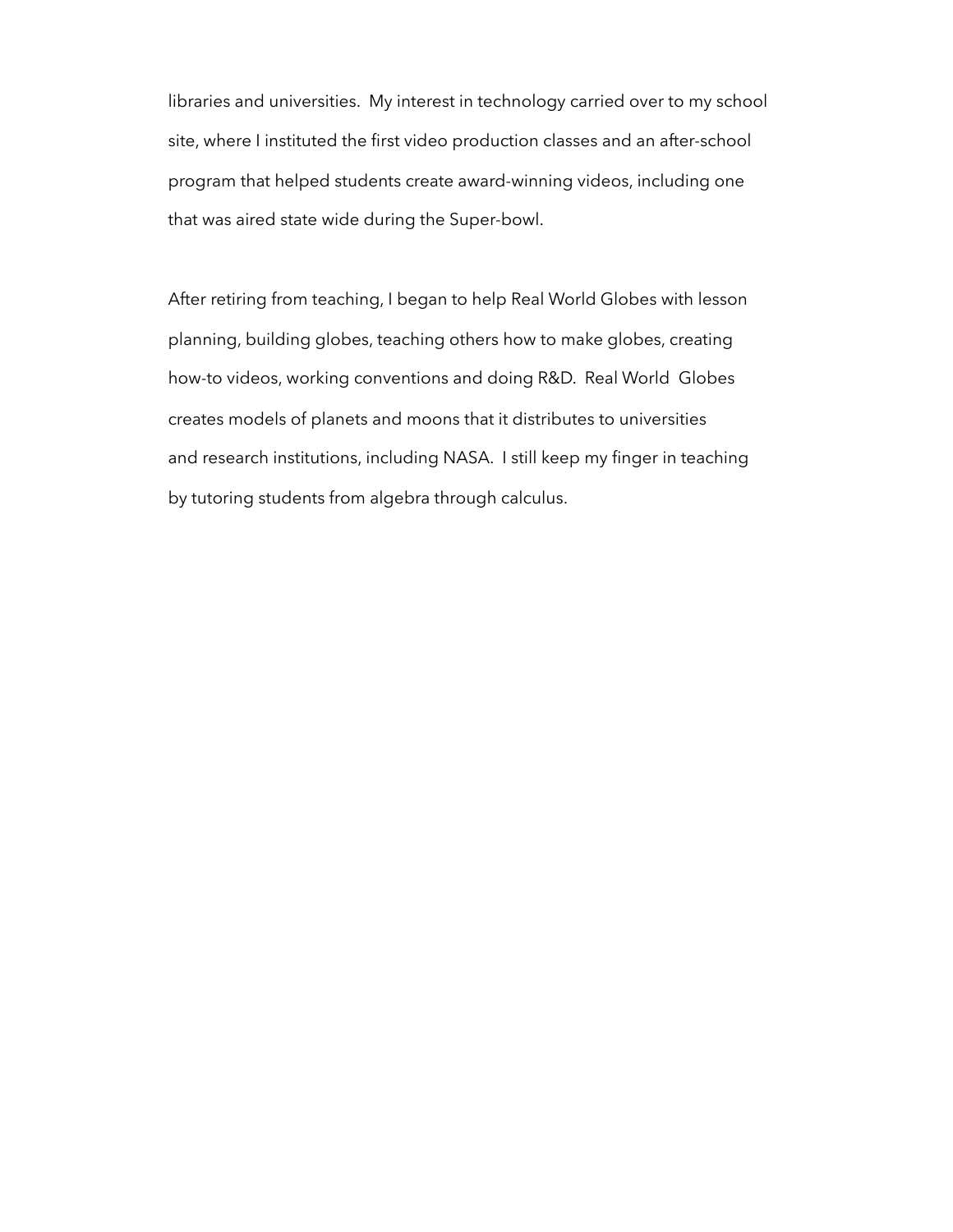libraries and universities. My interest in technology carried over to my school site, where I instituted the first video production classes and an after-school program that helped students create award-winning videos, including one that was aired state wide during the Super-bowl.

After retiring from teaching, I began to help Real World Globes with lesson planning, building globes, teaching others how to make globes, creating how-to videos, working conventions and doing R&D. Real World Globes creates models of planets and moons that it distributes to universities and research institutions, including NASA. I still keep my finger in teaching by tutoring students from algebra through calculus.